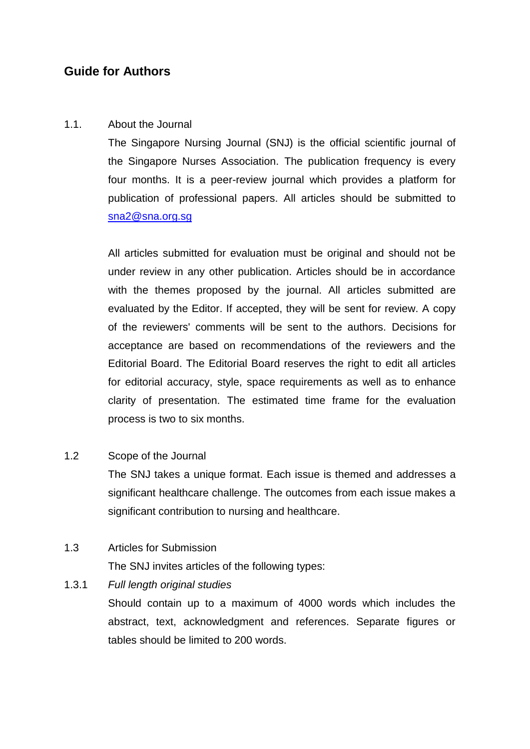# Guide for Authors

## 1.1. About the Journal

The Singapore Nursing Journal (SNJ) is the official scientific journal of the Singapore Nurses Association. The publication frequency is every four months. It is a peer-review journal which provides a platform for publication of professional papers. All articles should be submitted to sna2@sna.org.sg

All articles submitted for evaluation must be original and should not be under review in any other publication. Articles should be in accordance with the themes proposed by the journal. All articles submitted are evaluated by the Editor. If accepted, they will be sent for review. A copy of the reviewers' comments will be sent to the authors. Decisions for acceptance are based on recommendations of the reviewers and the Editorial Board. The Editorial Board reserves the right to edit all articles for editorial accuracy, style, space requirements as well as to enhance clarity of presentation. The estimated time frame for the evaluation process is two to six months.

## 1.2 Scope of the Journal

The SNJ takes a unique format. Each issue is themed and addresses a significant healthcare challenge. The outcomes from each issue makes a significant contribution to nursing and healthcare.

## 1.3 Articles for Submission

The SNJ invites articles of the following types:

### 1.3.1 *Full length original studies*

Should contain up to a maximum of 4000 words which includes the abstract, text, acknowledgment and references. Separate figures or tables should be limited to 200 words.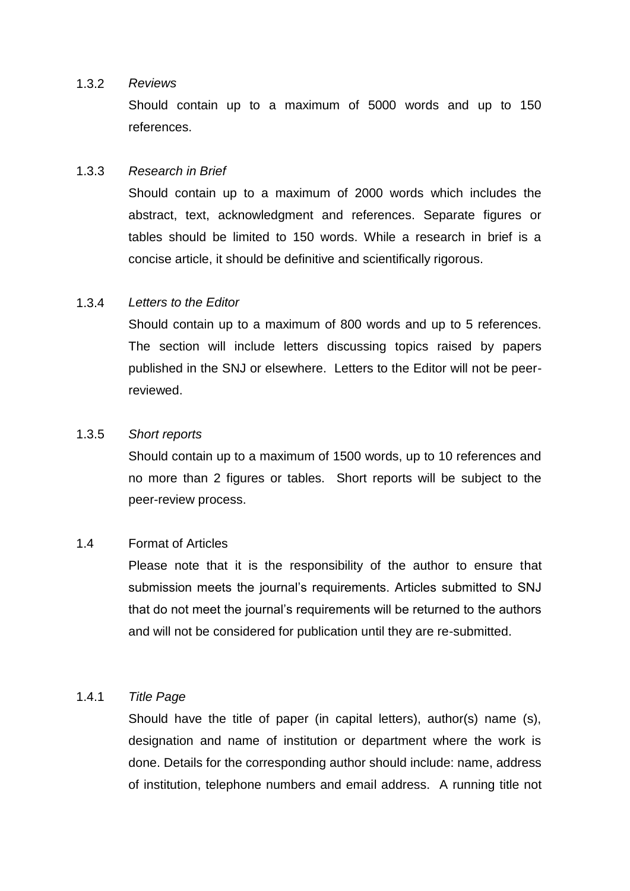### 1.3.2 *Reviews*

Should contain up to a maximum of 5000 words and up to 150 references.

### 1.3.3 *Research in Brief*

Should contain up to a maximum of 2000 words which includes the abstract, text, acknowledgment and references. Separate figures or tables should be limited to 150 words. While a research in brief is a concise article, it should be definitive and scientifically rigorous.

### 1.3.4 *Letters to the Editor*

Should contain up to a maximum of 800 words and up to 5 references. The section will include letters discussing topics raised by papers published in the SNJ or elsewhere. Letters to the Editor will not be peer-reviewed.

### 1.3.5 *Short reports*

Should contain up to a maximum of 1500 words, up to 10 references and no more than 2 figures or tables. Short reports will be subject to the peer-review process.

## 1.4 Format of Articles

Please note that it is the responsibility of the author to ensure that submission meets the journal's requirements. Articles submitted to SNJ that do not meet the journal's requirements will be returned to the authors and will not be considered for publication until they are re-submitted.

### 1.4.1 *Title Page*

Should have the title of paper (in capital letters), author(s) name (s), designation and name of institution or department where the work is done. Details for the corresponding author should include: name, address of institution, telephone numbers and email address. A running title not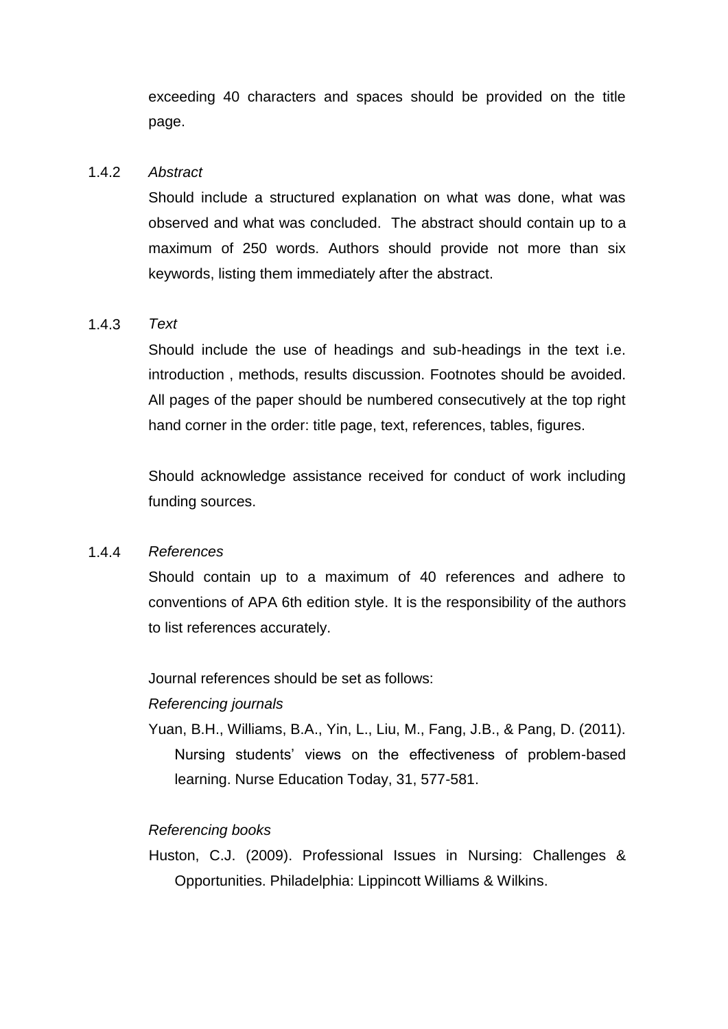exceeding 40 characters and spaces should be provided on the title page.

### 1.4.2 *Abstract*

Should include a structured explanation on what was done, what was observed and what was concluded. The abstract should contain up to a maximum of 250 words. Authors should provide not more than six keywords, listing them immediately after the abstract.

### 1.4.3 *Text*

Should include the use of headings and sub-headings in the text i.e. introduction , methods, results discussion. Footnotes should be avoided. All pages of the paper should be numbered consecutively at the top right hand corner in the order: title page, text, references, tables, figures.

Should acknowledge assistance received for conduct of work including funding sources.

### 1.4.4 *References*

Should contain up to a maximum of 40 references and adhere to conventions of APA 6th edition style. It is the responsibility of the authors to list references accurately.

Journal references should be set as follows:

*Referencing journals*

Yuan, B.H., Williams, B.A., Yin, L., Liu, M., Fang, J.B., & Pang, D. (2011). Nursing students' views on the effectiveness of problem-based learning. Nurse Education Today, 31, 577-581.

*Referencing books*

Huston, C.J. (2009). Professional Issues in Nursing: Challenges & Opportunities. Philadelphia: Lippincott Williams & Wilkins.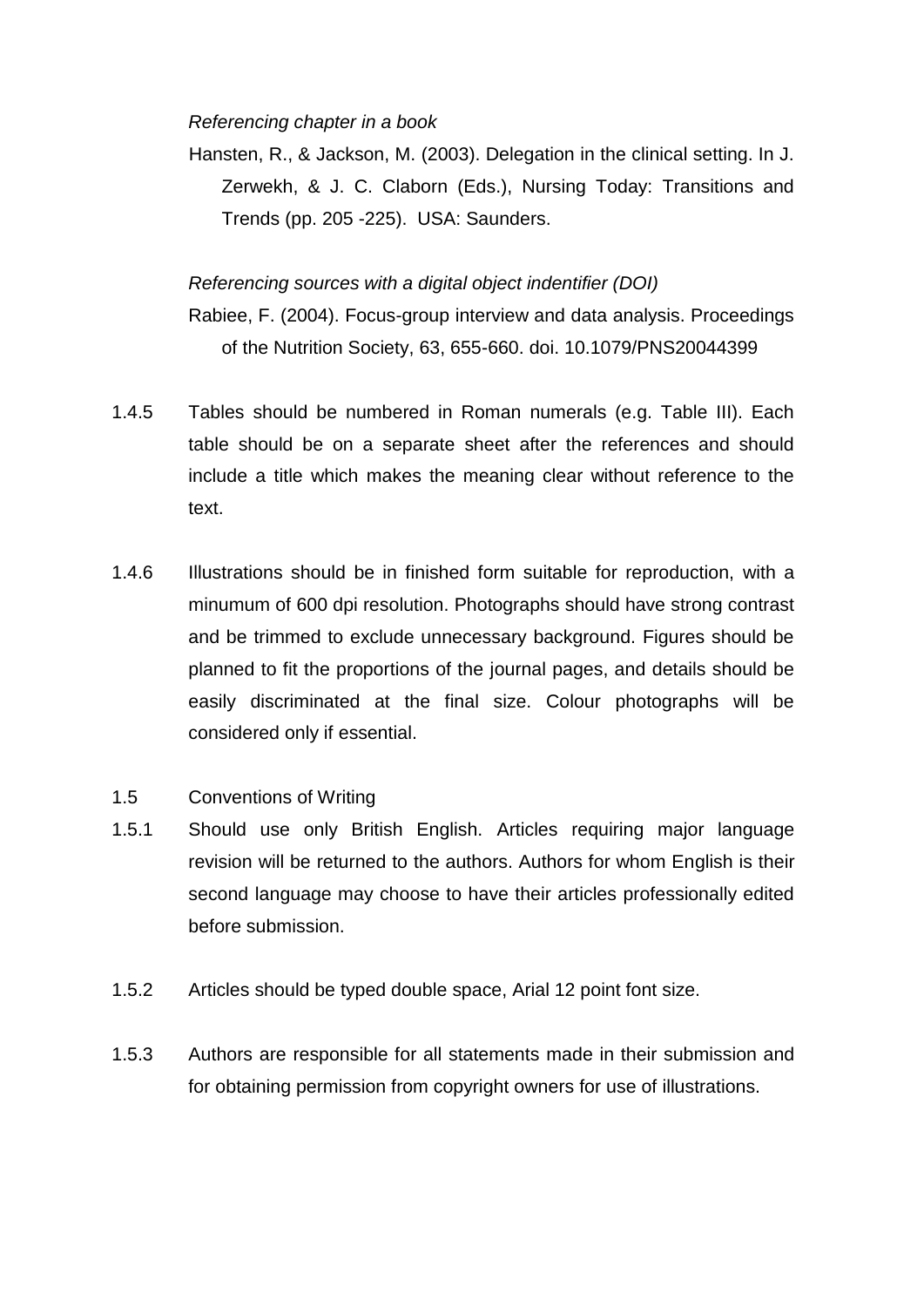*Referencing chapter in a book*

Hansten, R., & Jackson, M. (2003). Delegation in the clinical setting. In J. Zerwekh, & J. C. Claborn (Eds.), Nursing Today: Transitions and Trends (pp. 205 -225). USA: Saunders.

*Referencing sources with a digital object indentifier (DOI)*

Rabiee, F. (2004). Focus-group interview and data analysis. Proceedings of the Nutrition Society, 63, 655-660. doi. 10.1079/PNS20044399

1.4.5 Tables should be numbered in Roman numerals (e.g. Table III). Each table should be on a separate sheet after the references and should include a title which makes the meaning clear without reference to the text.

1.4.6 Illustrations should be in finished form suitable for reproduction, with a minumum of 600 dpi resolution. Photographs should have strong contrast and be trimmed to exclude unnecessary background. Figures should be planned to fit the proportions of the journal pages, and details should be easily discriminated at the final size. Colour photographs will be considered only if essential.

1.5 Conventions of Writing

1.5.1 Should use only British English. Articles requiring major language revision will be returned to the authors. Authors for whom English is their second language may choose to have their articles professionally edited before submission.

1.5.2 Articles should be typed double space, Arial 12 point font size.

1.5.3 Authors are responsible for all statements made in their submission and for obtaining permission from copyright owners for use of illustrations.